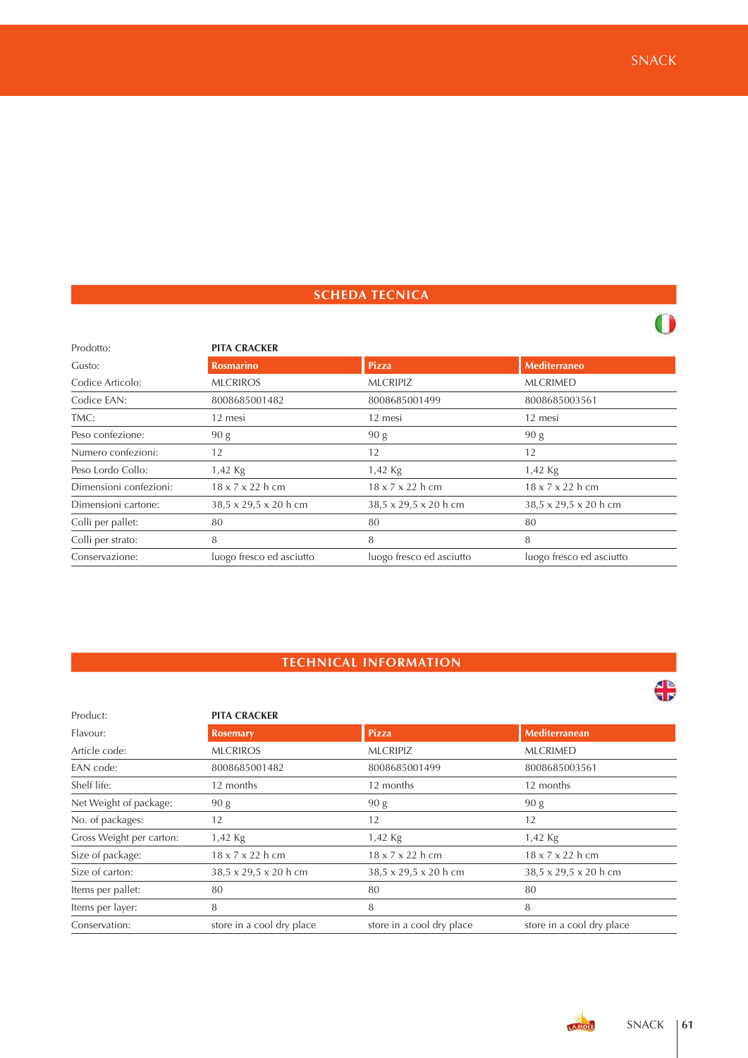## SCHEDA TECNICA

| Prodotto: | PITA CRACKER | | |
|---|---|---|---|
| Gusto: | **Rosmarino** | **Pizza** | **Mediterraneo** |
| Codice Articolo: | MLCRIROS | MLCRIPIZ | MLCRIMED |
| Codice EAN: | 8008685001482 | 8008685001499 | 8008685003561 |
| TMC: | 12 mesi | 12 mesi | 12 mesi |
| Peso confezione: | 90 g | 90 g | 90 g |
| Numero confezioni: | 12 | 12 | 12 |
| Peso Lordo Collo: | 1,42 Kg | 1,42 Kg | 1,42 Kg |
| Dimensioni confezioni: | 18 x 7 x 22 h cm | 18 x 7 x 22 h cm | 18 x 7 x 22 h cm |
| Dimensioni cartone: | 38,5 x 29,5 x 20 h cm | 38,5 x 29,5 x 20 h cm | 38,5 x 29,5 x 20 h cm |
| Colli per pallet: | 80 | 80 | 80 |
| Colli per strato: | 8 | 8 | 8 |
| Conservazione: | luogo fresco ed asciutto | luogo fresco ed asciutto | luogo fresco ed asciutto |

## TECHNICAL INFORMATION

| Product: | PITA CRACKER | | |
|---|---|---|---|
| Flavour: | **Rosemary** | **Pizza** | **Mediterranean** |
| Article code: | MLCRIROS | MLCRIPIZ | MLCRIMED |
| EAN code: | 8008685001482 | 8008685001499 | 8008685003561 |
| Shelf life: | 12 months | 12 months | 12 months |
| Net Weight of package: | 90 g | 90 g | 90 g |
| No. of packages: | 12 | 12 | 12 |
| Gross Weight per carton: | 1,42 Kg | 1,42 Kg | 1,42 Kg |
| Size of package: | 18 x 7 x 22 h cm | 18 x 7 x 22 h cm | 18 x 7 x 22 h cm |
| Size of carton: | 38,5 x 29,5 x 20 h cm | 38,5 x 29,5 x 20 h cm | 38,5 x 29,5 x 20 h cm |
| Items per pallet: | 80 | 80 | 80 |
| Items per layer: | 8 | 8 | 8 |
| Conservation: | store in a cool dry place | store in a cool dry place | store in a cool dry place |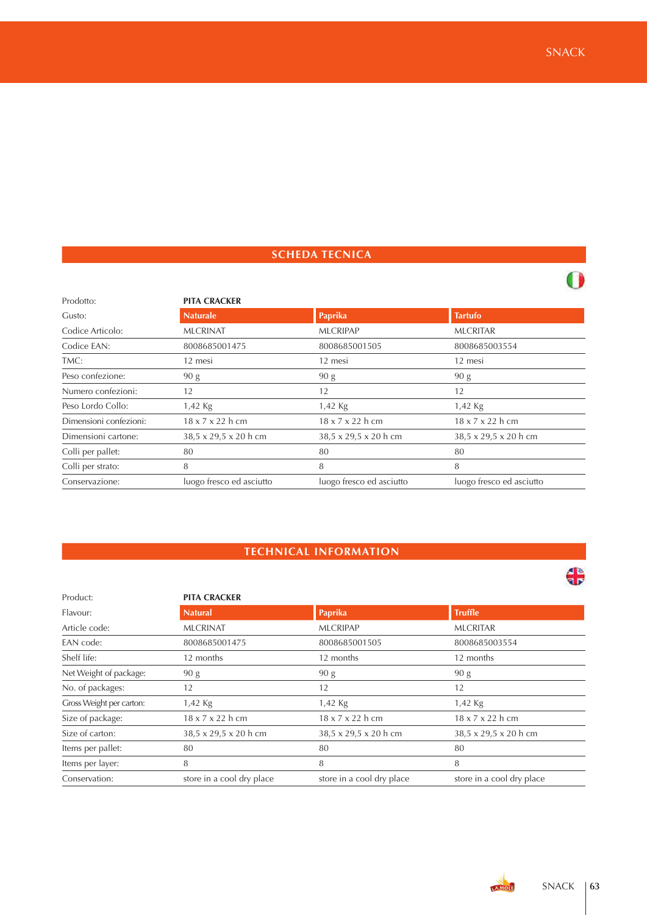## SCHEDA TECNICA

| | | | |
|---|---|---|---|
| Prodotto: | **PITA CRACKER** | | |
| Gusto: | **Naturale** | **Paprika** | **Tartufo** |
| Codice Articolo: | MLCRINAT | MLCRIPAP | MLCRITAR |
| Codice EAN: | 8008685001475 | 8008685001505 | 8008685003554 |
| TMC: | 12 mesi | 12 mesi | 12 mesi |
| Peso confezione: | 90 g | 90 g | 90 g |
| Numero confezioni: | 12 | 12 | 12 |
| Peso Lordo Collo: | 1,42 Kg | 1,42 Kg | 1,42 Kg |
| Dimensioni confezioni: | 18 x 7 x 22 h cm | 18 x 7 x 22 h cm | 18 x 7 x 22 h cm |
| Dimensioni cartone: | 38,5 x 29,5 x 20 h cm | 38,5 x 29,5 x 20 h cm | 38,5 x 29,5 x 20 h cm |
| Colli per pallet: | 80 | 80 | 80 |
| Colli per strato: | 8 | 8 | 8 |
| Conservazione: | luogo fresco ed asciutto | luogo fresco ed asciutto | luogo fresco ed asciutto |

## TECHNICAL INFORMATION

| | | | |
|---|---|---|---|
| Product: | **PITA CRACKER** | | |
| Flavour: | **Natural** | **Paprika** | **Truffle** |
| Article code: | MLCRINAT | MLCRIPAP | MLCRITAR |
| EAN code: | 8008685001475 | 8008685001505 | 8008685003554 |
| Shelf life: | 12 months | 12 months | 12 months |
| Net Weight of package: | 90 g | 90 g | 90 g |
| No. of packages: | 12 | 12 | 12 |
| Gross Weight per carton: | 1,42 Kg | 1,42 Kg | 1,42 Kg |
| Size of package: | 18 x 7 x 22 h cm | 18 x 7 x 22 h cm | 18 x 7 x 22 h cm |
| Size of carton: | 38,5 x 29,5 x 20 h cm | 38,5 x 29,5 x 20 h cm | 38,5 x 29,5 x 20 h cm |
| Items per pallet: | 80 | 80 | 80 |
| Items per layer: | 8 | 8 | 8 |
| Conservation: | store in a cool dry place | store in a cool dry place | store in a cool dry place |